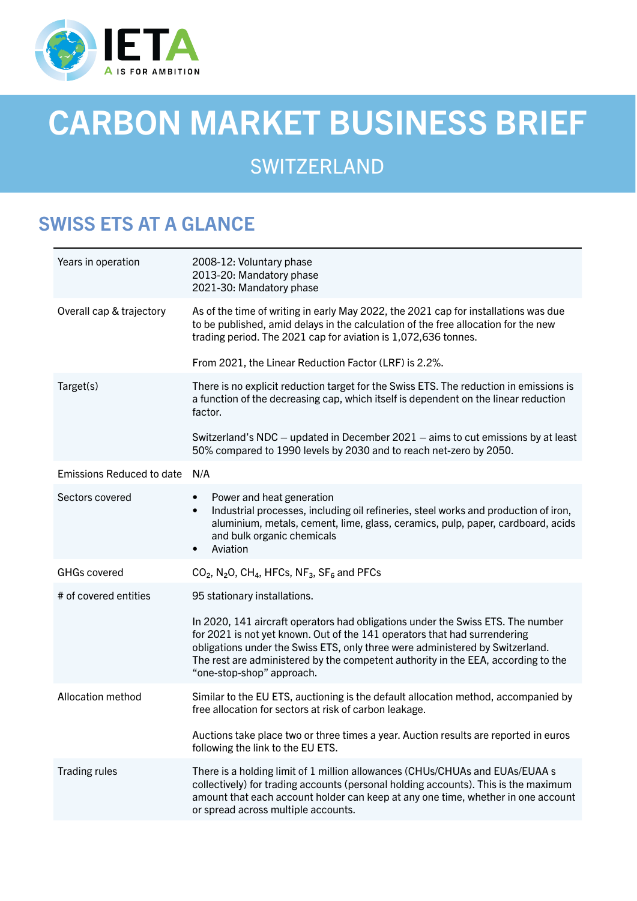# CARBON MARKET BUSINESS BRIEF

## SWITZERLAND

## SWISS ETS AT A GLANCE

| | |
|---|---|
| Years in operation | 2008-12: Voluntary phase<br>2013-20: Mandatory phase<br>2021-30: Mandatory phase |
| Overall cap & trajectory | As of the time of writing in early May 2022, the 2021 cap for installations was due to be published, amid delays in the calculation of the free allocation for the new trading period. The 2021 cap for aviation is 1,072,636 tonnes.<br><br>From 2021, the Linear Reduction Factor (LRF) is 2.2%. |
| Target(s) | There is no explicit reduction target for the Swiss ETS. The reduction in emissions is a function of the decreasing cap, which itself is dependent on the linear reduction factor.<br><br>Switzerland's NDC – updated in December 2021 – aims to cut emissions by at least 50% compared to 1990 levels by 2030 and to reach net-zero by 2050. |
| Emissions Reduced to date | N/A |
| Sectors covered | • Power and heat generation<br>• Industrial processes, including oil refineries, steel works and production of iron, aluminium, metals, cement, lime, glass, ceramics, pulp, paper, cardboard, acids and bulk organic chemicals<br>• Aviation |
| GHGs covered | $CO_2$, $N_2O$, $CH_4$, HFCs, $NF_3$, $SF_6$ and PFCs |
| # of covered entities | 95 stationary installations.<br><br>In 2020, 141 aircraft operators had obligations under the Swiss ETS. The number for 2021 is not yet known. Out of the 141 operators that had surrendering obligations under the Swiss ETS, only three were administered by Switzerland. The rest are administered by the competent authority in the EEA, according to the "one-stop-shop" approach. |
| Allocation method | Similar to the EU ETS, auctioning is the default allocation method, accompanied by free allocation for sectors at risk of carbon leakage.<br><br>Auctions take place two or three times a year. Auction results are reported in euros following the link to the EU ETS. |
| Trading rules | There is a holding limit of 1 million allowances (CHUs/CHUAs and EUAs/EUAA s collectively) for trading accounts (personal holding accounts). This is the maximum amount that each account holder can keep at any one time, whether in one account or spread across multiple accounts. |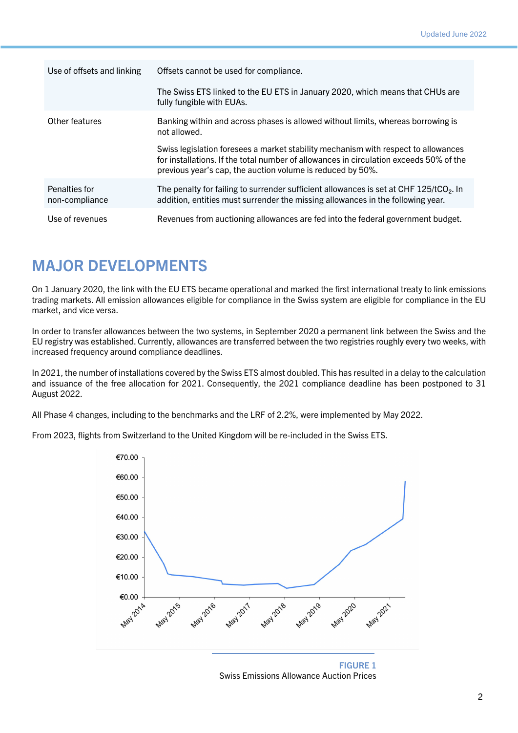| | |
|---|---|
| Use of offsets and linking | Offsets cannot be used for compliance.<br><br>The Swiss ETS linked to the EU ETS in January 2020, which means that CHUs are fully fungible with EUAs. |
| Other features | Banking within and across phases is allowed without limits, whereas borrowing is not allowed.<br><br>Swiss legislation foresees a market stability mechanism with respect to allowances for installations. If the total number of allowances in circulation exceeds 50% of the previous year's cap, the auction volume is reduced by 50%. |
| Penalties for non-compliance | The penalty for failing to surrender sufficient allowances is set at CHF 125/t$CO_2$. In addition, entities must surrender the missing allowances in the following year. |
| Use of revenues | Revenues from auctioning allowances are fed into the federal government budget. |

## MAJOR DEVELOPMENTS

On 1 January 2020, the link with the EU ETS became operational and marked the first international treaty to link emissions trading markets. All emission allowances eligible for compliance in the Swiss system are eligible for compliance in the EU market, and vice versa.

In order to transfer allowances between the two systems, in September 2020 a permanent link between the Swiss and the EU registry was established. Currently, allowances are transferred between the two registries roughly every two weeks, with increased frequency around compliance deadlines.

In 2021, the number of installations covered by the Swiss ETS almost doubled. This has resulted in a delay to the calculation and issuance of the free allocation for 2021. Consequently, the 2021 compliance deadline has been postponed to 31 August 2022.

All Phase 4 changes, including to the benchmarks and the LRF of 2.2%, were implemented by May 2022.

From 2023, flights from Switzerland to the United Kingdom will be re-included in the Swiss ETS.

**FIGURE 1**
Swiss Emissions Allowance Auction Prices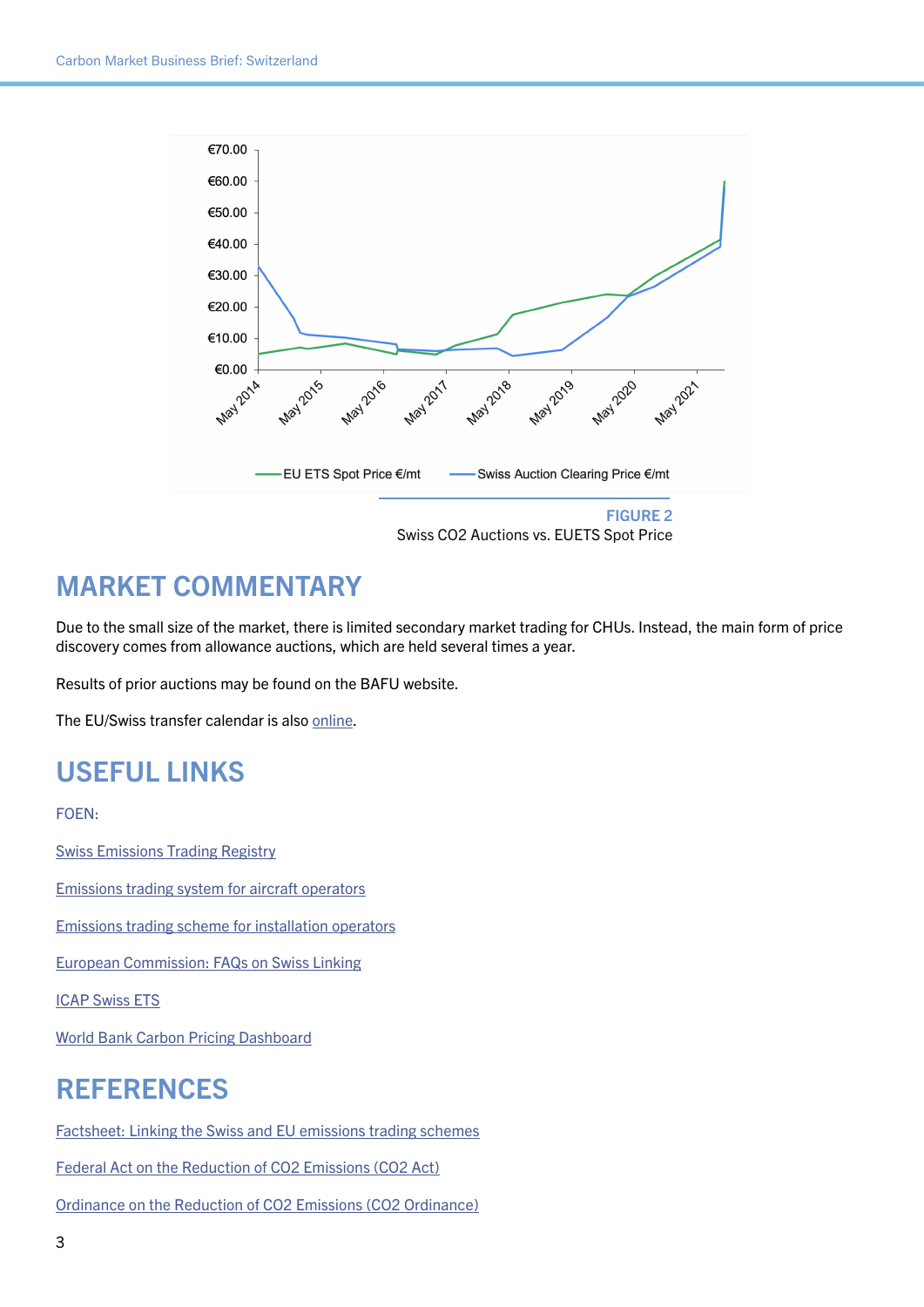FIGURE 2
Swiss CO2 Auctions vs. EUETS Spot Price

## MARKET COMMENTARY

Due to the small size of the market, there is limited secondary market trading for CHUs. Instead, the main form of price discovery comes from allowance auctions, which are held several times a year.

Results of prior auctions may be found on the BAFU website.

The EU/Swiss transfer calendar is also online.

## USEFUL LINKS

FOEN:

Swiss Emissions Trading Registry

Emissions trading system for aircraft operators

Emissions trading scheme for installation operators

European Commission: FAQs on Swiss Linking

ICAP Swiss ETS

World Bank Carbon Pricing Dashboard

## REFERENCES

Factsheet: Linking the Swiss and EU emissions trading schemes

Federal Act on the Reduction of CO2 Emissions (CO2 Act)

Ordinance on the Reduction of CO2 Emissions (CO2 Ordinance)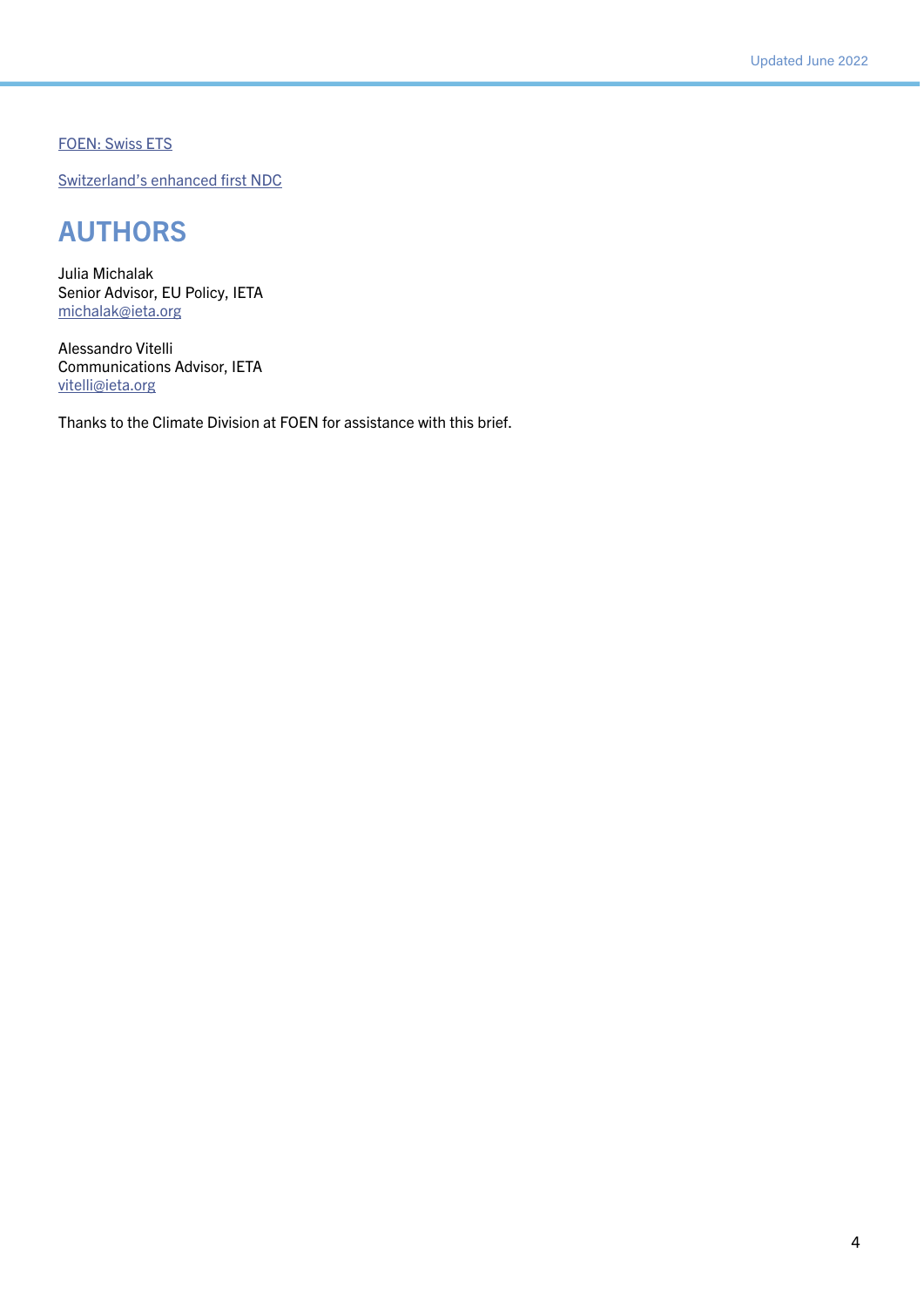[FOEN: Swiss ETS]

[Switzerland's enhanced first NDC]

## AUTHORS

Julia Michalak
Senior Advisor, EU Policy, IETA
michalak@ieta.org

Alessandro Vitelli
Communications Advisor, IETA
vitelli@ieta.org

Thanks to the Climate Division at FOEN for assistance with this brief.